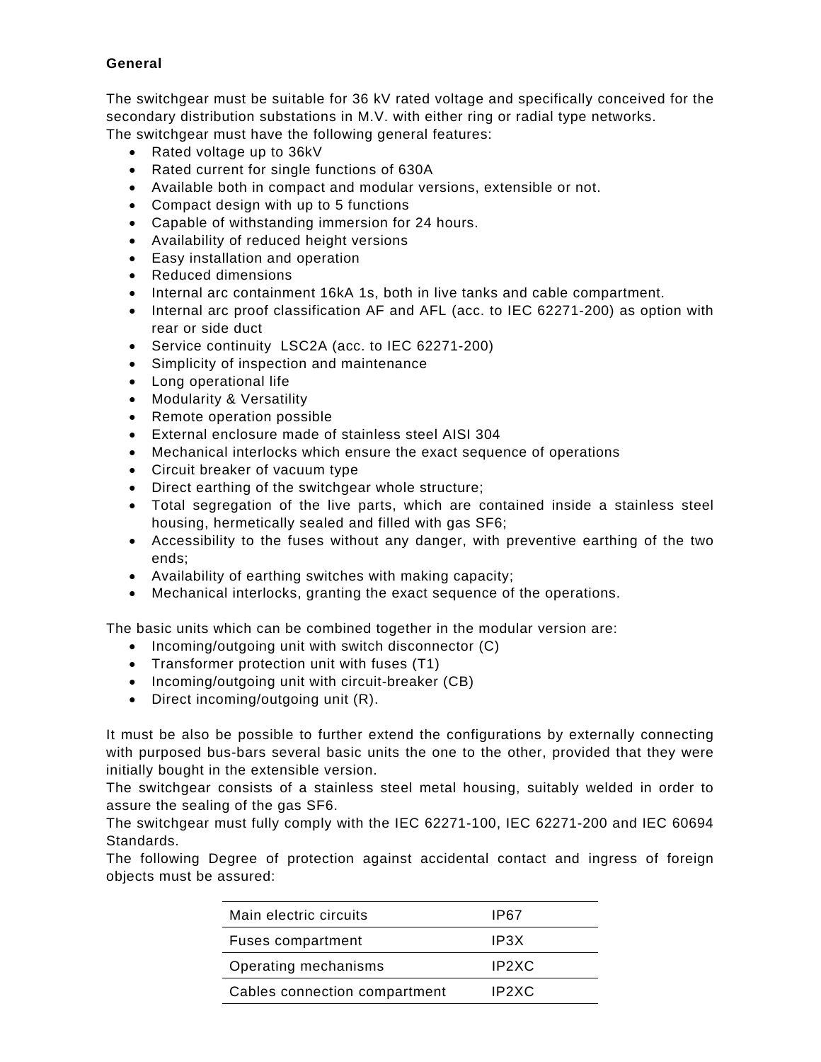**General**

The switchgear must be suitable for 36 kV rated voltage and specifically conceived for the secondary distribution substations in M.V. with either ring or radial type networks.
The switchgear must have the following general features:

- Rated voltage up to 36kV
- Rated current for single functions of 630A
- Available both in compact and modular versions, extensible or not.
- Compact design with up to 5 functions
- Capable of withstanding immersion for 24 hours.
- Availability of reduced height versions
- Easy installation and operation
- Reduced dimensions
- Internal arc containment 16kA 1s, both in live tanks and cable compartment.
- Internal arc proof classification AF and AFL (acc. to IEC 62271-200) as option with rear or side duct
- Service continuity LSC2A (acc. to IEC 62271-200)
- Simplicity of inspection and maintenance
- Long operational life
- Modularity & Versatility
- Remote operation possible
- External enclosure made of stainless steel AISI 304
- Mechanical interlocks which ensure the exact sequence of operations
- Circuit breaker of vacuum type
- Direct earthing of the switchgear whole structure;
- Total segregation of the live parts, which are contained inside a stainless steel housing, hermetically sealed and filled with gas SF6;
- Accessibility to the fuses without any danger, with preventive earthing of the two ends;
- Availability of earthing switches with making capacity;
- Mechanical interlocks, granting the exact sequence of the operations.

The basic units which can be combined together in the modular version are:

- Incoming/outgoing unit with switch disconnector (C)
- Transformer protection unit with fuses (T1)
- Incoming/outgoing unit with circuit-breaker (CB)
- Direct incoming/outgoing unit (R).

It must be also be possible to further extend the configurations by externally connecting with purposed bus-bars several basic units the one to the other, provided that they were initially bought in the extensible version.
The switchgear consists of a stainless steel metal housing, suitably welded in order to assure the sealing of the gas SF6.
The switchgear must fully comply with the IEC 62271-100, IEC 62271-200 and IEC 60694 Standards.
The following Degree of protection against accidental contact and ingress of foreign objects must be assured:

| | |
|---|---|
| Main electric circuits | IP67 |
| Fuses compartment | IP3X |
| Operating mechanisms | IP2XC |
| Cables connection compartment | IP2XC |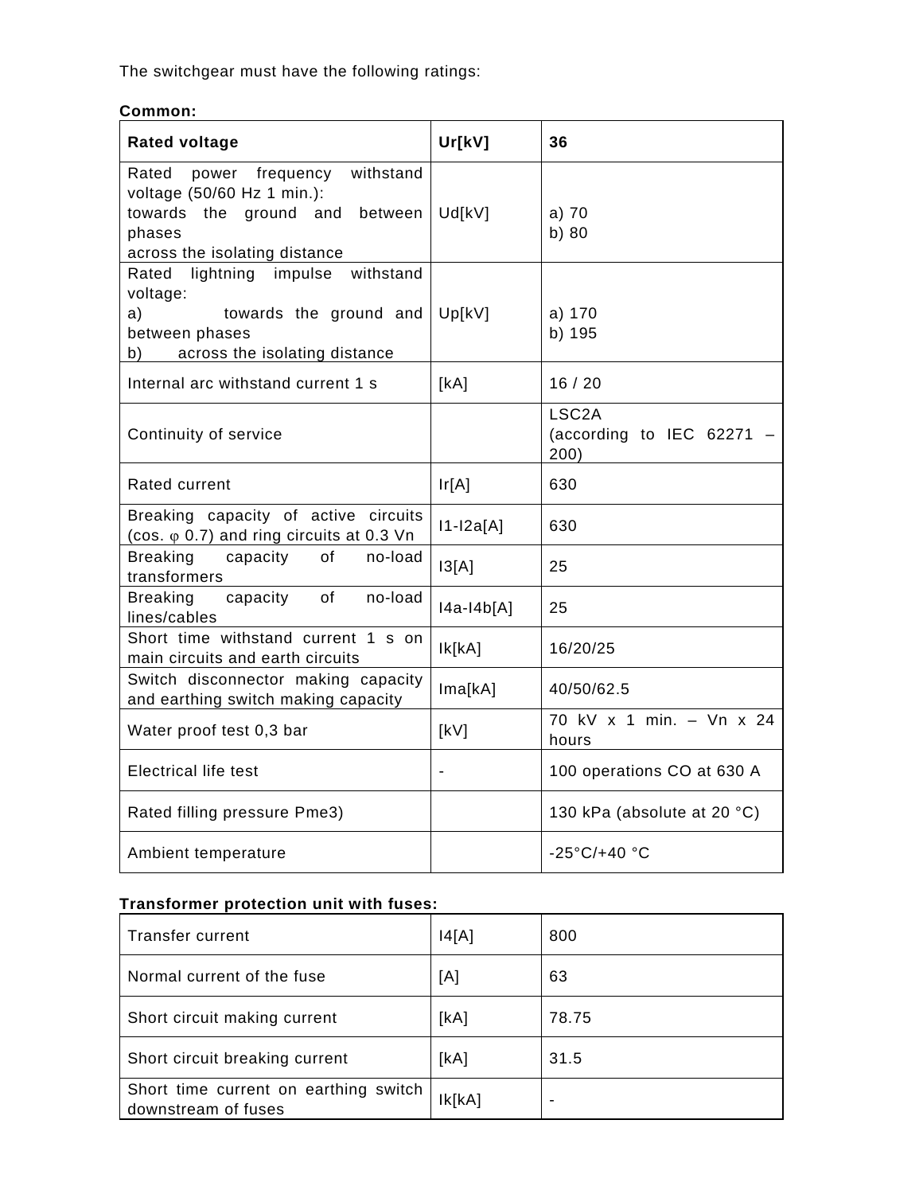The switchgear must have the following ratings:

**Common:**

| **Rated voltage** | **Ur[kV]** | **36** |
|---|---|---|
| Rated power frequency withstand voltage (50/60 Hz 1 min.):<br>towards the ground and between phases<br>across the isolating distance | Ud[kV] | a) 70<br>b) 80 |
| Rated lightning impulse withstand voltage:<br>a) towards the ground and between phases<br>b) across the isolating distance | Up[kV] | a) 170<br>b) 195 |
| Internal arc withstand current 1 s | [kA] | 16 / 20 |
| Continuity of service | | LSC2A<br>(according to IEC 62271 – 200) |
| Rated current | Ir[A] | 630 |
| Breaking capacity of active circuits (cos. φ 0.7) and ring circuits at 0.3 Vn | I1-I2a[A] | 630 |
| Breaking capacity of no-load transformers | I3[A] | 25 |
| Breaking capacity of no-load lines/cables | I4a-I4b[A] | 25 |
| Short time withstand current 1 s on main circuits and earth circuits | Ik[kA] | 16/20/25 |
| Switch disconnector making capacity and earthing switch making capacity | Ima[kA] | 40/50/62.5 |
| Water proof test 0,3 bar | [kV] | 70 kV x 1 min. – Vn x 24 hours |
| Electrical life test | - | 100 operations CO at 630 A |
| Rated filling pressure Pme3) | | 130 kPa (absolute at 20 °C) |
| Ambient temperature | | -25°C/+40 °C |

**Transformer protection unit with fuses:**

| Transfer current | I4[A] | 800 |
|---|---|---|
| Normal current of the fuse | [A] | 63 |
| Short circuit making current | [kA] | 78.75 |
| Short circuit breaking current | [kA] | 31.5 |
| Short time current on earthing switch downstream of fuses | Ik[kA] | - |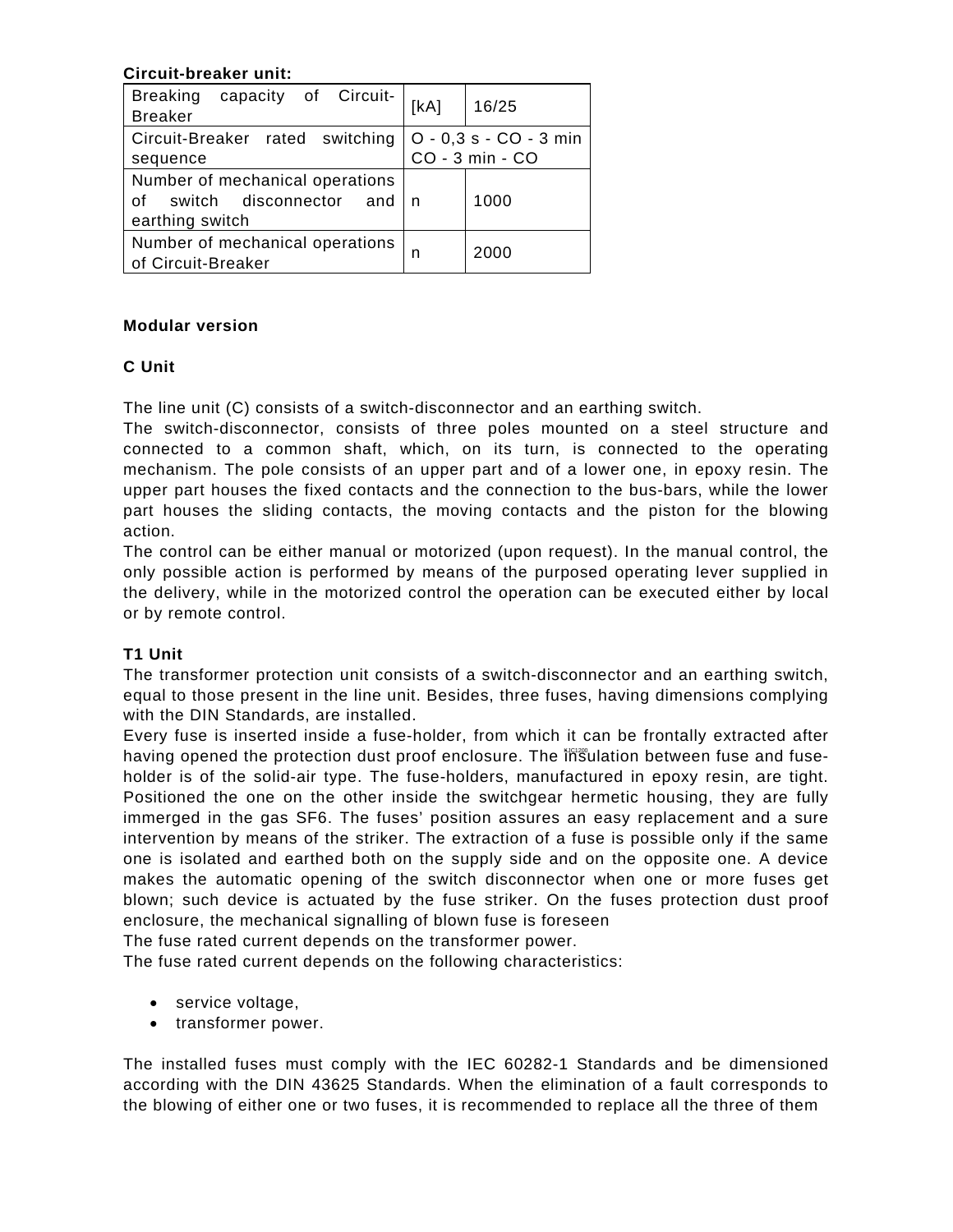**Circuit-breaker unit:**

| Breaking capacity of Circuit-Breaker | [kA] | 16/25 |
|---|---|---|
| Circuit-Breaker rated switching sequence | O - 0,3 s - CO - 3 min CO - 3 min - CO | |
| Number of mechanical operations of switch disconnector and earthing switch | n | 1000 |
| Number of mechanical operations of Circuit-Breaker | n | 2000 |

**Modular version**

**C Unit**

The line unit (C) consists of a switch-disconnector and an earthing switch.
The switch-disconnector, consists of three poles mounted on a steel structure and connected to a common shaft, which, on its turn, is connected to the operating mechanism. The pole consists of an upper part and of a lower one, in epoxy resin. The upper part houses the fixed contacts and the connection to the bus-bars, while the lower part houses the sliding contacts, the moving contacts and the piston for the blowing action.
The control can be either manual or motorized (upon request). In the manual control, the only possible action is performed by means of the purposed operating lever supplied in the delivery, while in the motorized control the operation can be executed either by local or by remote control.

**T1 Unit**

The transformer protection unit consists of a switch-disconnector and an earthing switch, equal to those present in the line unit. Besides, three fuses, having dimensions complying with the DIN Standards, are installed.
Every fuse is inserted inside a fuse-holder, from which it can be frontally extracted after having opened the protection dust proof enclosure. The insulation between fuse and fuse-holder is of the solid-air type. The fuse-holders, manufactured in epoxy resin, are tight. Positioned the one on the other inside the switchgear hermetic housing, they are fully immerged in the gas SF6. The fuses' position assures an easy replacement and a sure intervention by means of the striker. The extraction of a fuse is possible only if the same one is isolated and earthed both on the supply side and on the opposite one. A device makes the automatic opening of the switch disconnector when one or more fuses get blown; such device is actuated by the fuse striker. On the fuses protection dust proof enclosure, the mechanical signalling of blown fuse is foreseen
The fuse rated current depends on the transformer power.
The fuse rated current depends on the following characteristics:

- service voltage,
- transformer power.

The installed fuses must comply with the IEC 60282-1 Standards and be dimensioned according with the DIN 43625 Standards. When the elimination of a fault corresponds to the blowing of either one or two fuses, it is recommended to replace all the three of them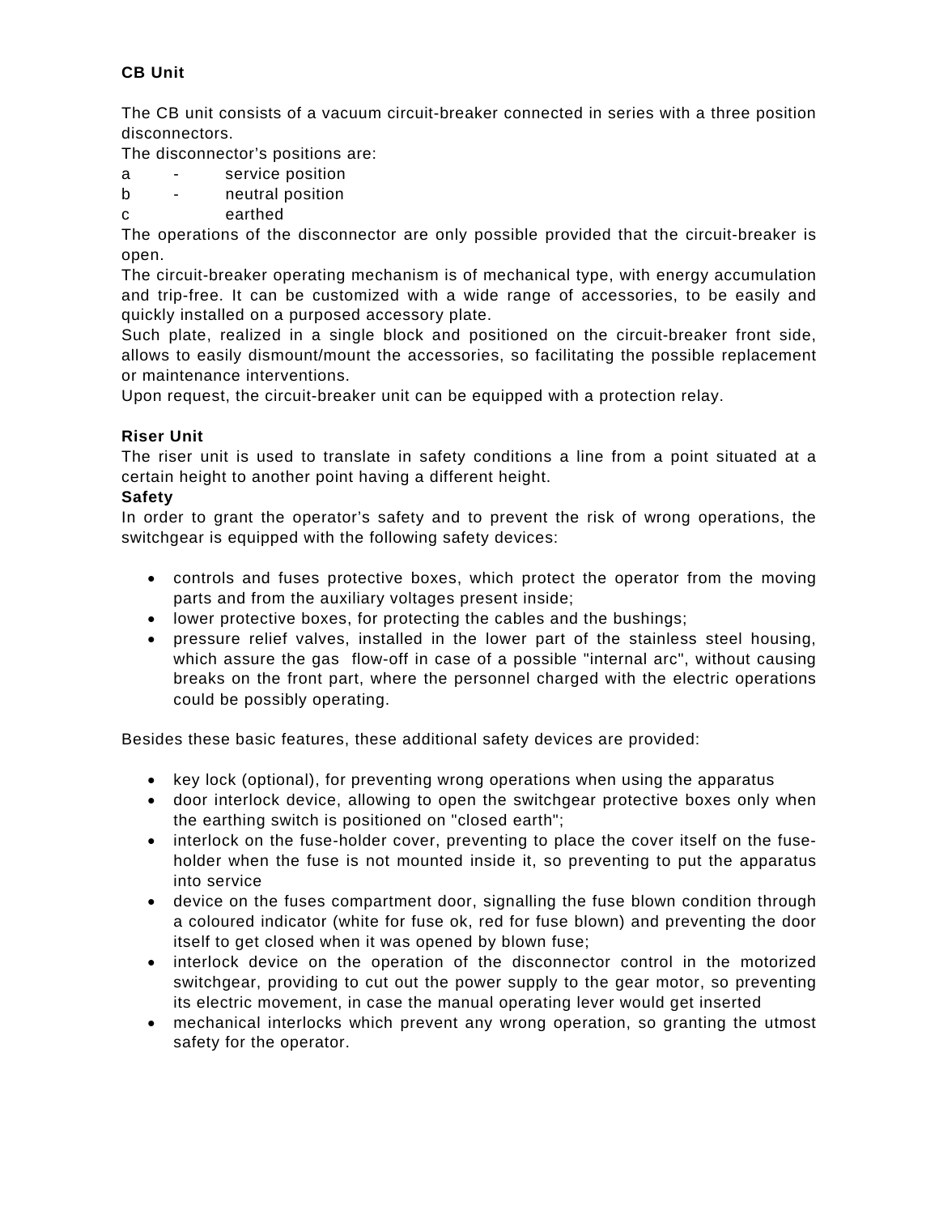**CB Unit**

The CB unit consists of a vacuum circuit-breaker connected in series with a three position disconnectors.

The disconnector's positions are:

a - service position

b - neutral position

c earthed

The operations of the disconnector are only possible provided that the circuit-breaker is open.

The circuit-breaker operating mechanism is of mechanical type, with energy accumulation and trip-free. It can be customized with a wide range of accessories, to be easily and quickly installed on a purposed accessory plate.

Such plate, realized in a single block and positioned on the circuit-breaker front side, allows to easily dismount/mount the accessories, so facilitating the possible replacement or maintenance interventions.

Upon request, the circuit-breaker unit can be equipped with a protection relay.

**Riser Unit**

The riser unit is used to translate in safety conditions a line from a point situated at a certain height to another point having a different height.

**Safety**

In order to grant the operator's safety and to prevent the risk of wrong operations, the switchgear is equipped with the following safety devices:

- controls and fuses protective boxes, which protect the operator from the moving parts and from the auxiliary voltages present inside;
- lower protective boxes, for protecting the cables and the bushings;
- pressure relief valves, installed in the lower part of the stainless steel housing, which assure the gas flow-off in case of a possible "internal arc", without causing breaks on the front part, where the personnel charged with the electric operations could be possibly operating.

Besides these basic features, these additional safety devices are provided:

- key lock (optional), for preventing wrong operations when using the apparatus
- door interlock device, allowing to open the switchgear protective boxes only when the earthing switch is positioned on "closed earth";
- interlock on the fuse-holder cover, preventing to place the cover itself on the fuse-holder when the fuse is not mounted inside it, so preventing to put the apparatus into service
- device on the fuses compartment door, signalling the fuse blown condition through a coloured indicator (white for fuse ok, red for fuse blown) and preventing the door itself to get closed when it was opened by blown fuse;
- interlock device on the operation of the disconnector control in the motorized switchgear, providing to cut out the power supply to the gear motor, so preventing its electric movement, in case the manual operating lever would get inserted
- mechanical interlocks which prevent any wrong operation, so granting the utmost safety for the operator.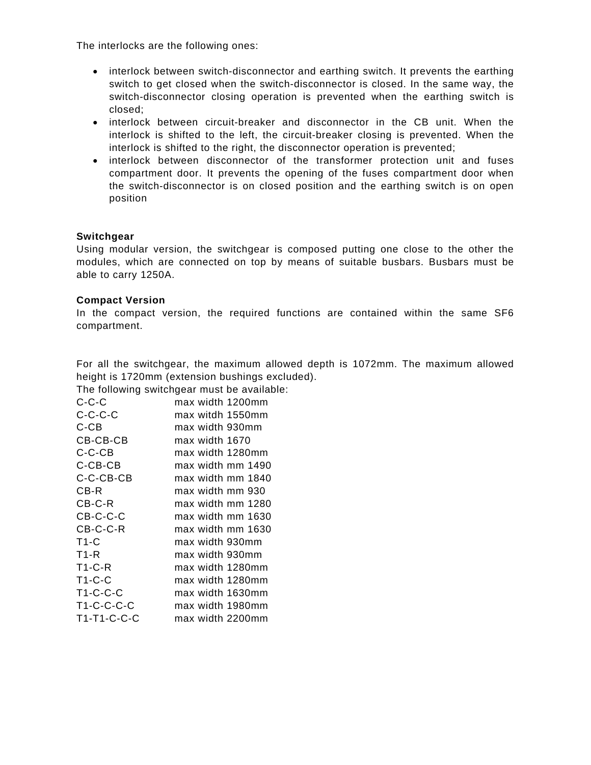The interlocks are the following ones:

- interlock between switch-disconnector and earthing switch. It prevents the earthing switch to get closed when the switch-disconnector is closed. In the same way, the switch-disconnector closing operation is prevented when the earthing switch is closed;
- interlock between circuit-breaker and disconnector in the CB unit. When the interlock is shifted to the left, the circuit-breaker closing is prevented. When the interlock is shifted to the right, the disconnector operation is prevented;
- interlock between disconnector of the transformer protection unit and fuses compartment door. It prevents the opening of the fuses compartment door when the switch-disconnector is on closed position and the earthing switch is on open position

**Switchgear**
Using modular version, the switchgear is composed putting one close to the other the modules, which are connected on top by means of suitable busbars. Busbars must be able to carry 1250A.

**Compact Version**
In the compact version, the required functions are contained within the same SF6 compartment.

For all the switchgear, the maximum allowed depth is 1072mm. The maximum allowed height is 1720mm (extension bushings excluded).
The following switchgear must be available:

| | |
|---|---|
| C-C-C | max width 1200mm |
| C-C-C-C | max witdh 1550mm |
| C-CB | max width 930mm |
| CB-CB-CB | max width 1670 |
| C-C-CB | max width 1280mm |
| C-CB-CB | max width mm 1490 |
| C-C-CB-CB | max width mm 1840 |
| CB-R | max width mm 930 |
| CB-C-R | max width mm 1280 |
| CB-C-C-C | max width mm 1630 |
| CB-C-C-R | max width mm 1630 |
| T1-C | max width 930mm |
| T1-R | max width 930mm |
| T1-C-R | max width 1280mm |
| T1-C-C | max width 1280mm |
| T1-C-C-C | max width 1630mm |
| T1-C-C-C-C | max width 1980mm |
| T1-T1-C-C-C | max width 2200mm |